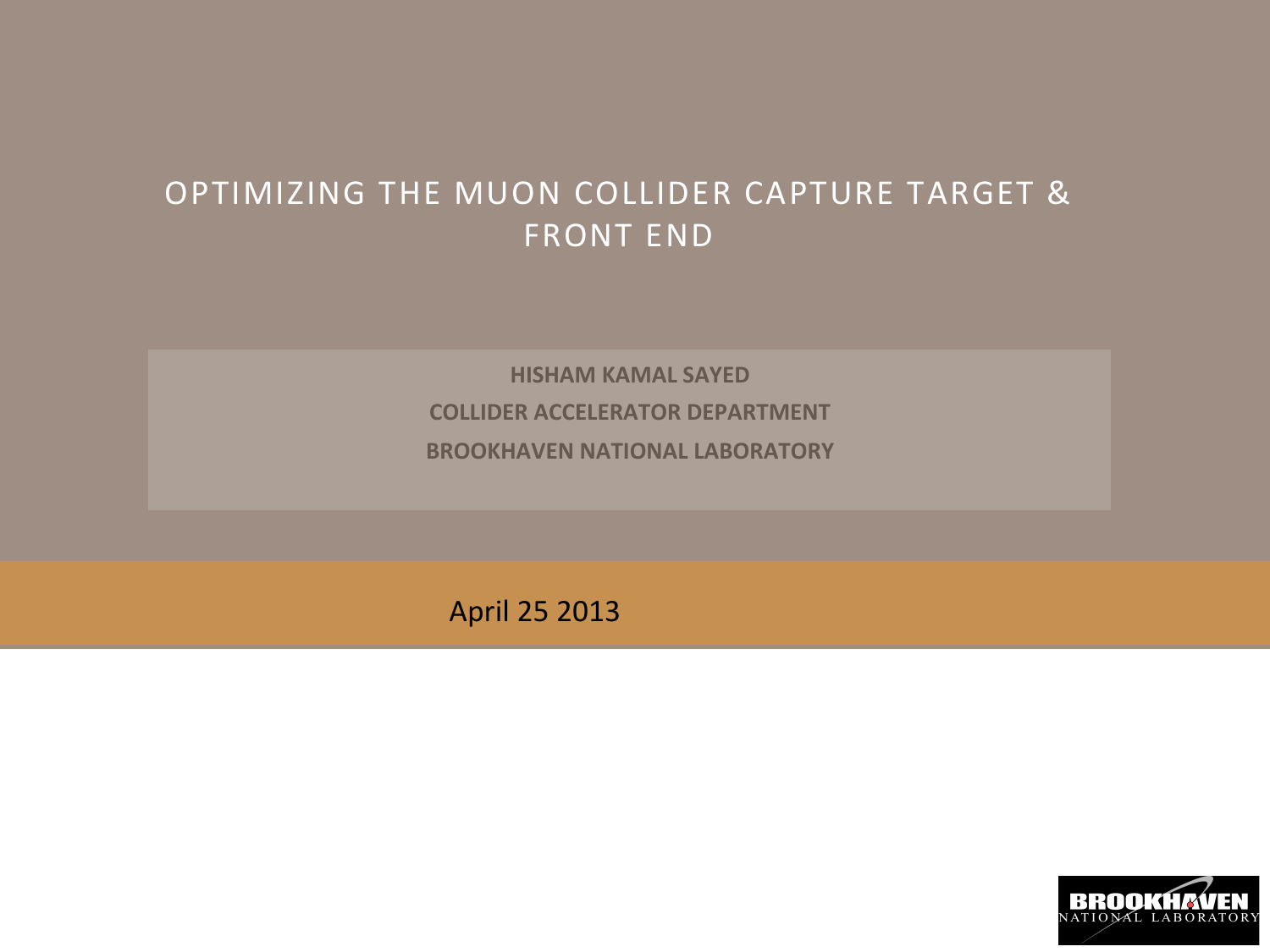# OPTIMIZING THE MUON COLLIDER CAPTURE TARGET & FRONT END

**HISHAM KAMAL SAYED**

**COLLIDER ACCELERATOR DEPARTMENT**

**BROOKHAVEN NATIONAL LABORATORY**

April 25 2013

BROOKHAVEN NATIONAL LABORATORY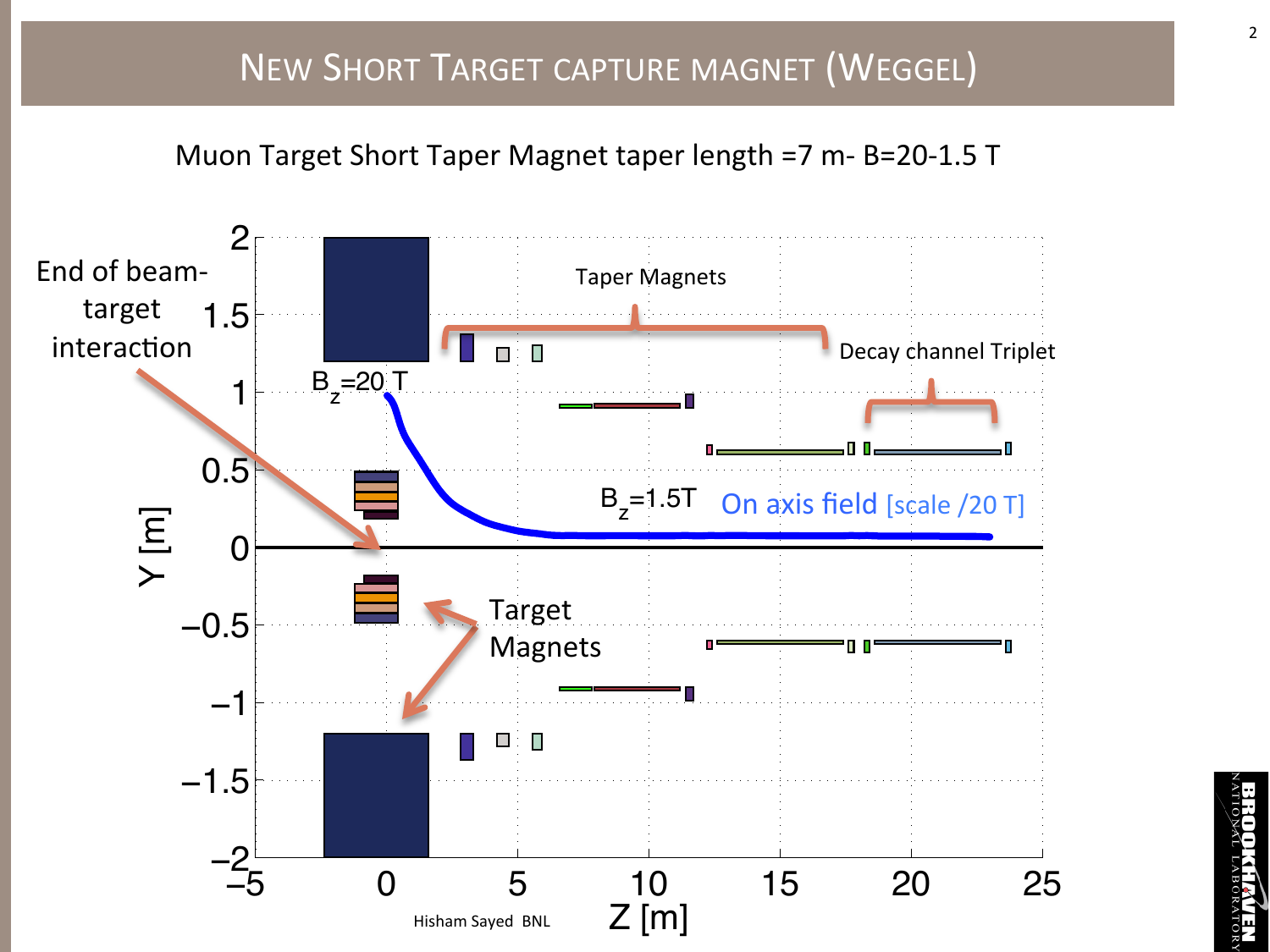# NEW SHORT TARGET CAPTURE MAGNET (WEGGEL)

Muon Target Short Taper Magnet taper length =7 m- B=20-1.5 T

End of beam-target interaction

Taper Magnets

Decay channel Triplet

$B_z$=20 T

$B_z$=1.5T

On axis field [scale /20 T]

Target Magnets

Y [m]

Z [m]

Hisham Sayed BNL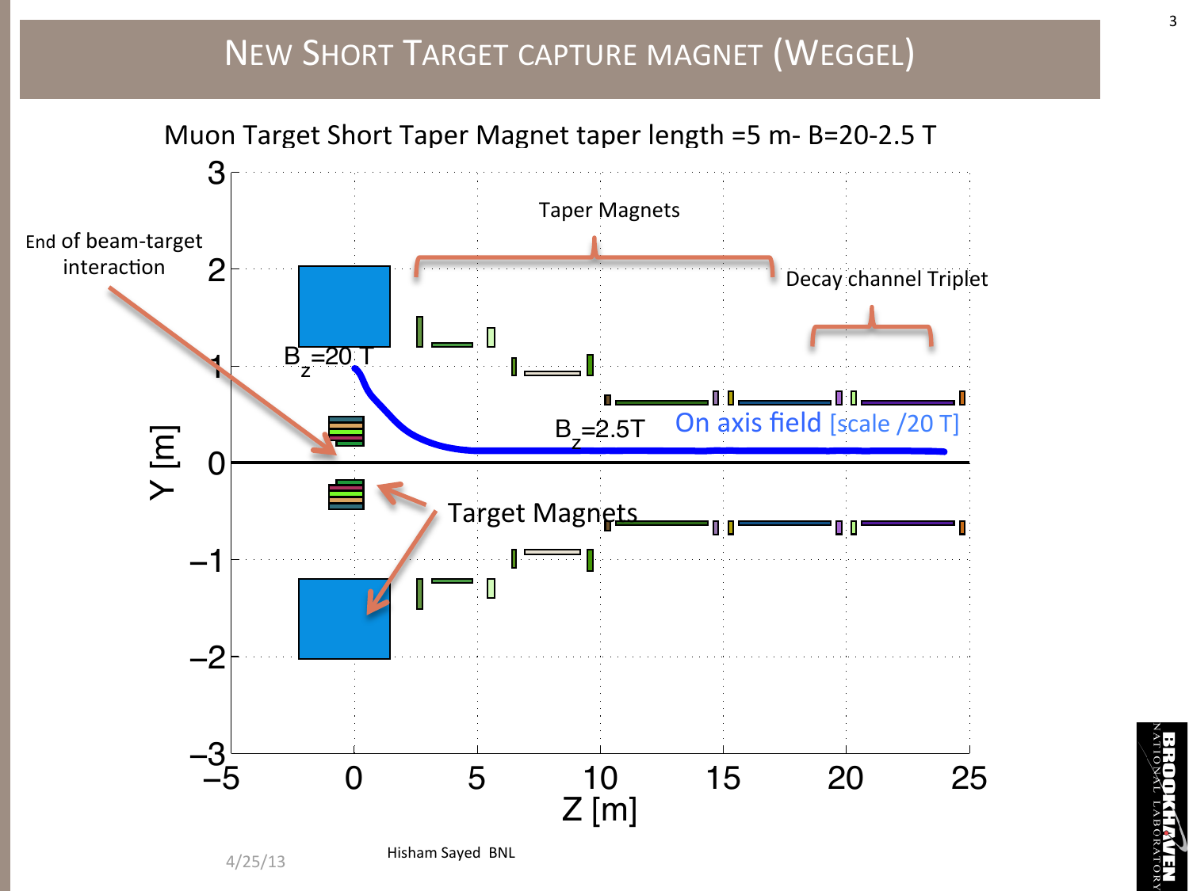# New Short Target capture magnet (Weggel)

Muon Target Short Taper Magnet taper length =5 m- B=20-2.5 T

End of beam-target interaction

Taper Magnets

Decay channel Triplet

$B_z$=20 T

$B_z$=2.5T

On axis field [scale /20 T]

Target Magnets

Y [m]

Z [m]

3
2
1
0
−1
−2
−3

−5
0
5
10
15
20
25

4/25/13

Hisham Sayed BNL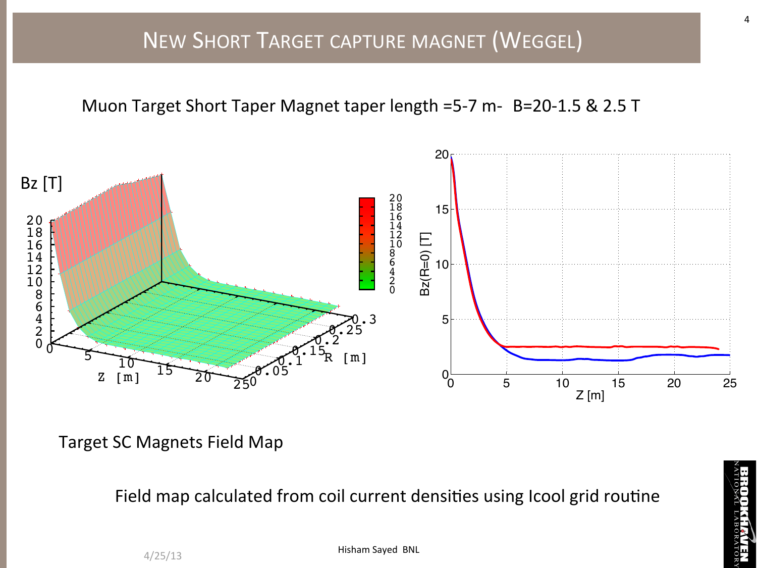# NEW SHORT TARGET CAPTURE MAGNET (WEGGEL)

Muon Target Short Taper Magnet taper length =5-7 m- B=20-1.5 & 2.5 T

Target SC Magnets Field Map

Field map calculated from coil current densities using Icool grid routine

4/25/13

Hisham Sayed BNL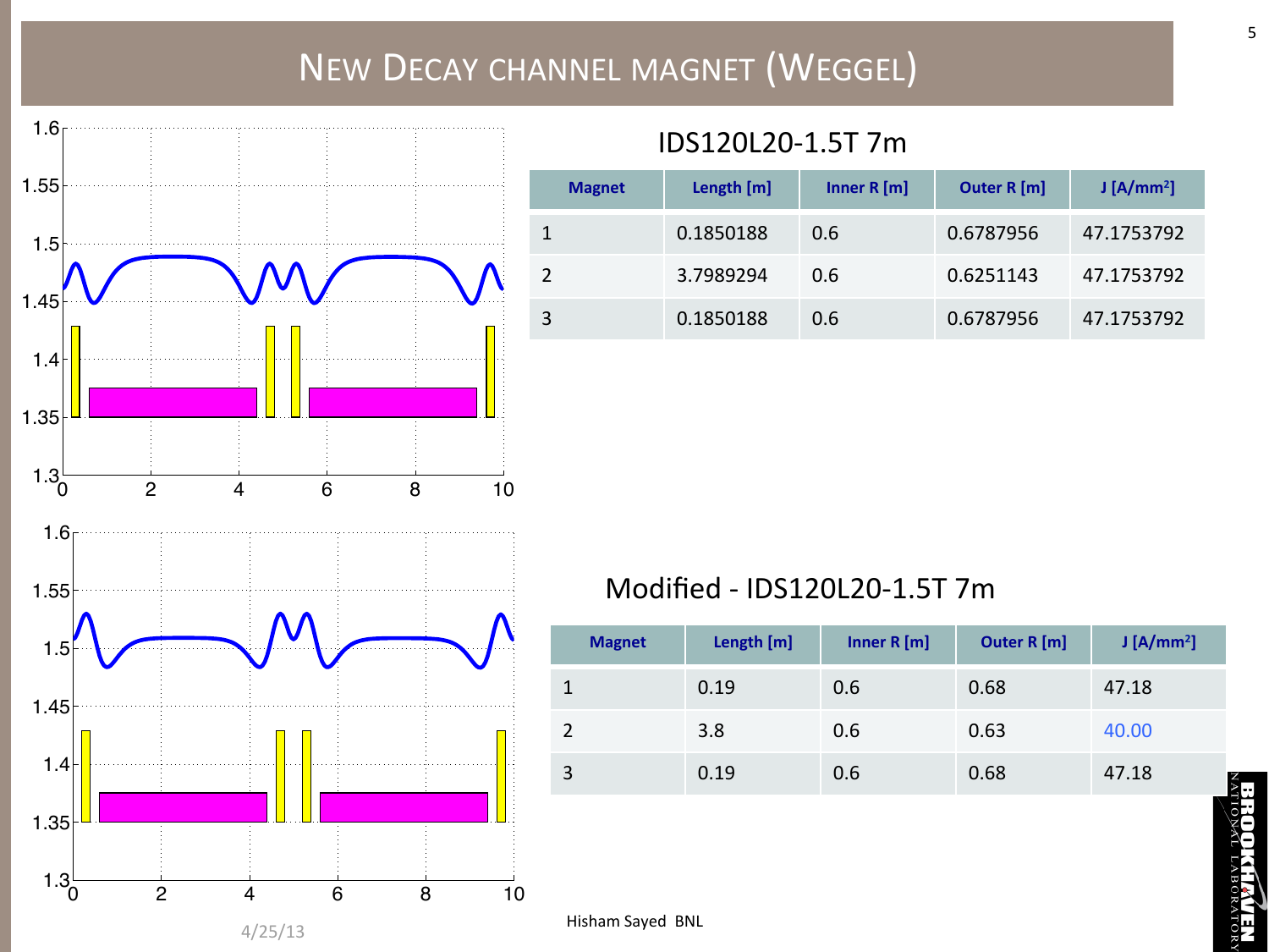# New Decay channel magnet (Weggel)

1.6
1.55
1.5
1.45
1.4
1.35
1.3
0 2 4 6 8 10

## IDS120L20-1.5T 7m

| Magnet | Length [m] | Inner R [m] | Outer R [m] | J [A/mm$^2$] |
|---|---|---|---|---|
| 1 | 0.1850188 | 0.6 | 0.6787956 | 47.1753792 |
| 2 | 3.7989294 | 0.6 | 0.6251143 | 47.1753792 |
| 3 | 0.1850188 | 0.6 | 0.6787956 | 47.1753792 |

1.6
1.55
1.5
1.45
1.4
1.35
1.3
0 2 4 6 8 10

## Modified - IDS120L20-1.5T 7m

| Magnet | Length [m] | Inner R [m] | Outer R [m] | J [A/mm$^2$] |
|---|---|---|---|---|
| 1 | 0.19 | 0.6 | 0.68 | 47.18 |
| 2 | 3.8 | 0.6 | 0.63 | 40.00 |
| 3 | 0.19 | 0.6 | 0.68 | 47.18 |

4/25/13

Hisham Sayed BNL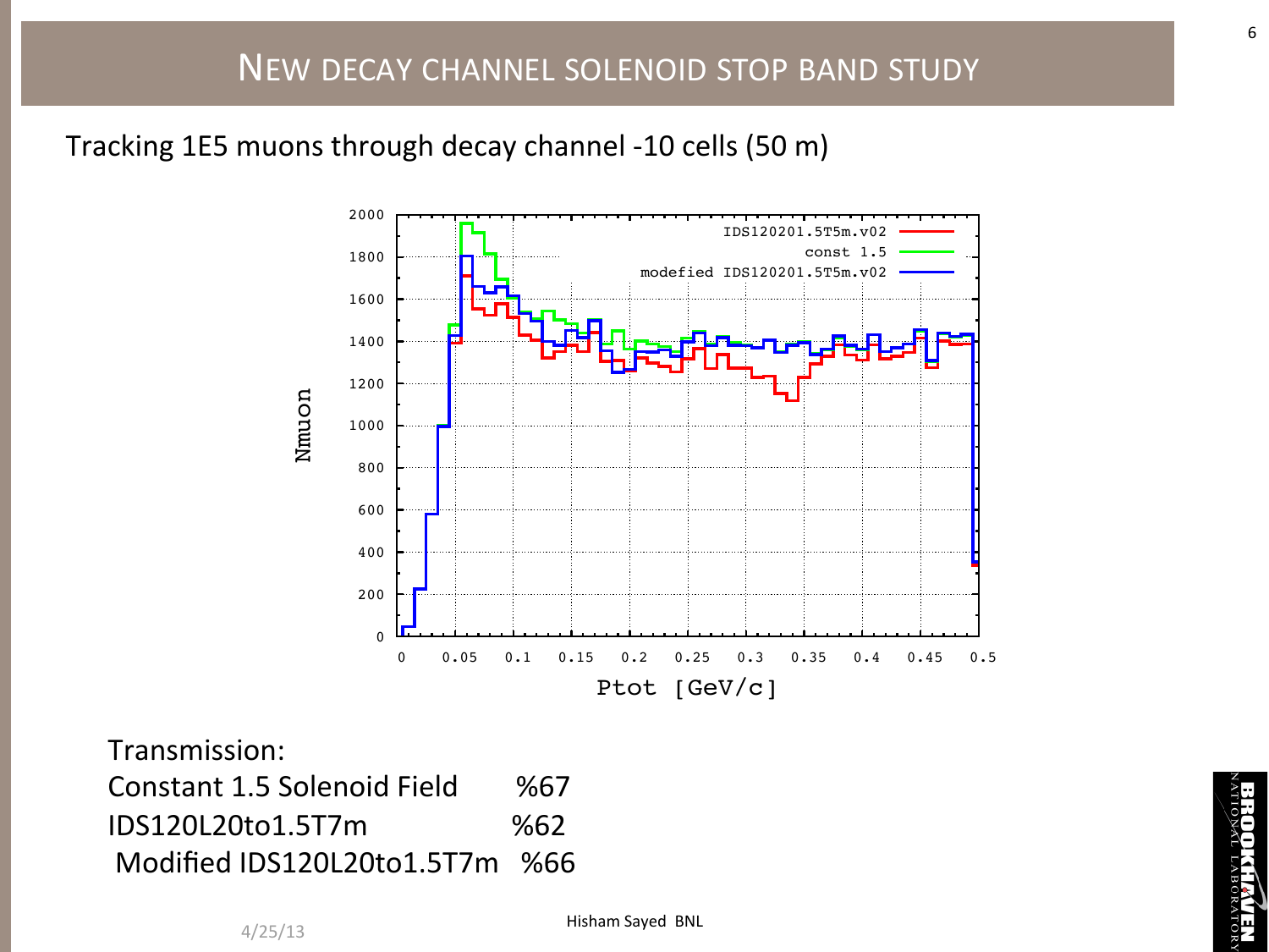# NEW DECAY CHANNEL SOLENOID STOP BAND STUDY

Tracking 1E5 muons through decay channel -10 cells (50 m)

IDS120201.5T5m.v02
const 1.5
modefied IDS120201.5T5m.v02

Nmuon

0
200
400
600
800
1000
1200
1400
1600
1800
2000

0
0.05
0.1
0.15
0.2
0.25
0.3
0.35
0.4
0.45
0.5

Ptot [GeV/c]

Transmission:

Constant 1.5 Solenoid Field %67

IDS120L20to1.5T7m %62

Modified IDS120L20to1.5T7m %66

Hisham Sayed BNL